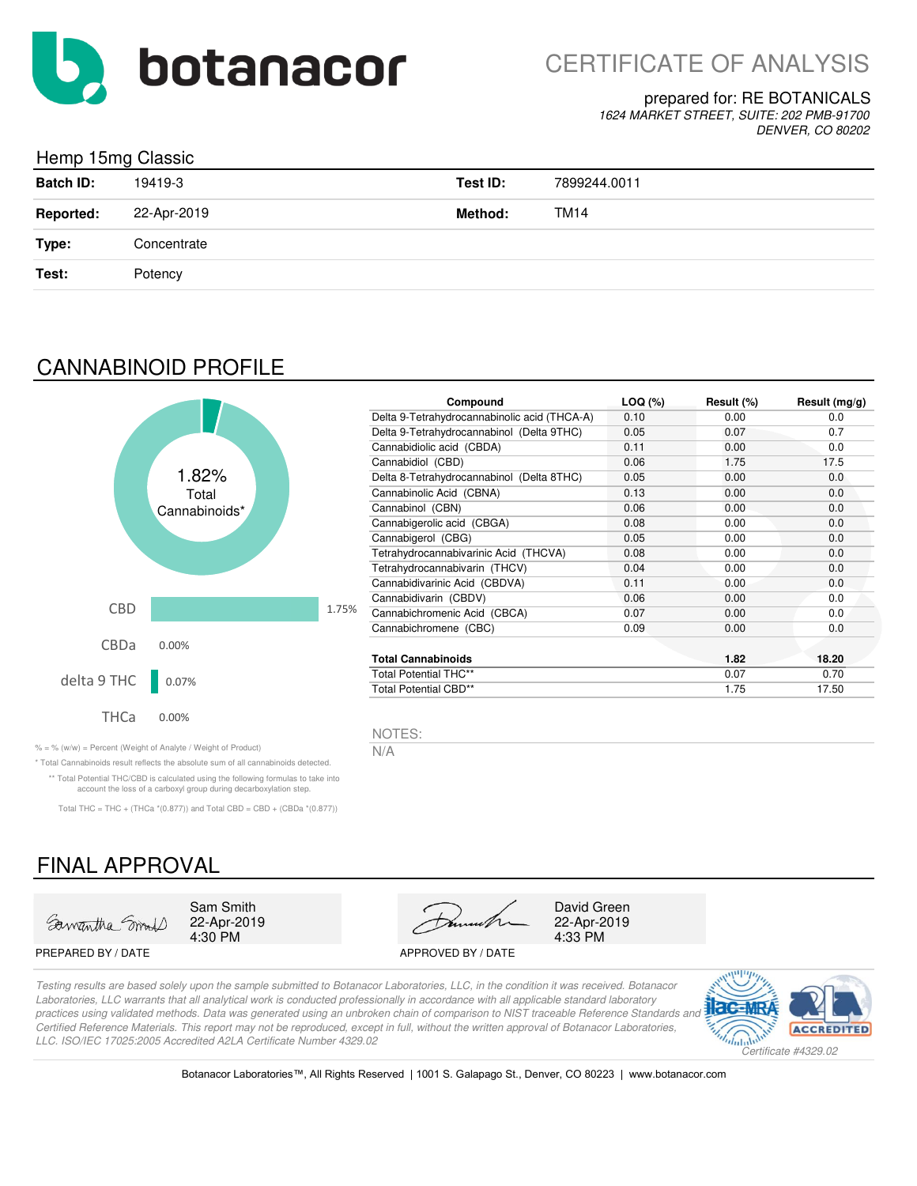botanacor

# CERTIFICATE OF ANALYSIS

prepared for: RE BOTANICALS
*1624 MARKET STREET, SUITE: 202 PMB-91700*
*DENVER, CO 80202*

## Hemp 15mg Classic

| | | | |
|---|---|---|---|
| **Batch ID:** | 19419-3 | **Test ID:** | 7899244.0011 |
| **Reported:** | 22-Apr-2019 | **Method:** | TM14 |
| **Type:** | Concentrate | | |
| **Test:** | Potency | | |

## CANNABINOID PROFILE

1.82% Total Cannabinoids*

| | |
|---|---|
| CBD | 1.75% |
| CBDa | 0.00% |
| delta 9 THC | 0.07% |
| THCa | 0.00% |

| Compound | LOQ (%) | Result (%) | Result (mg/g) |
|---|---|---|---|
| Delta 9-Tetrahydrocannabinolic acid (THCA-A) | 0.10 | 0.00 | 0.0 |
| Delta 9-Tetrahydrocannabinol (Delta 9THC) | 0.05 | 0.07 | 0.7 |
| Cannabidiolic acid (CBDA) | 0.11 | 0.00 | 0.0 |
| Cannabidiol (CBD) | 0.06 | 1.75 | 17.5 |
| Delta 8-Tetrahydrocannabinol (Delta 8THC) | 0.05 | 0.00 | 0.0 |
| Cannabinolic Acid (CBNA) | 0.13 | 0.00 | 0.0 |
| Cannabinol (CBN) | 0.06 | 0.00 | 0.0 |
| Cannabigerolic acid (CBGA) | 0.08 | 0.00 | 0.0 |
| Cannabigerol (CBG) | 0.05 | 0.00 | 0.0 |
| Tetrahydrocannabivarinic Acid (THCVA) | 0.08 | 0.00 | 0.0 |
| Tetrahydrocannabivarin (THCV) | 0.04 | 0.00 | 0.0 |
| Cannabidivarinic Acid (CBDVA) | 0.11 | 0.00 | 0.0 |
| Cannabidivarin (CBDV) | 0.06 | 0.00 | 0.0 |
| Cannabichromenic Acid (CBCA) | 0.07 | 0.00 | 0.0 |
| Cannabichromene (CBC) | 0.09 | 0.00 | 0.0 |
| **Total Cannabinoids** | | **1.82** | **18.20** |
| Total Potential THC** | | 0.07 | 0.70 |
| Total Potential CBD** | | 1.75 | 17.50 |

% = % (w/w) = Percent (Weight of Analyte / Weight of Product)

* Total Cannabinoids result reflects the absolute sum of all cannabinoids detected.

** Total Potential THC/CBD is calculated using the following formulas to take into account the loss of a carboxyl group during decarboxylation step.

Total THC = THC + (THCa *(0.877)) and Total CBD = CBD + (CBDa *(0.877))

NOTES:

N/A

## FINAL APPROVAL

| | |
|---|---|
| Sam Smith<br>22-Apr-2019<br>4:30 PM | David Green<br>22-Apr-2019<br>4:33 PM |
| PREPARED BY / DATE | APPROVED BY / DATE |

*Testing results are based solely upon the sample submitted to Botanacor Laboratories, LLC, in the condition it was received. Botanacor Laboratories, LLC warrants that all analytical work is conducted professionally in accordance with all applicable standard laboratory practices using validated methods. Data was generated using an unbroken chain of comparison to NIST traceable Reference Standards and Certified Reference Materials. This report may not be reproduced, except in full, without the written approval of Botanacor Laboratories, LLC. ISO/IEC 17025:2005 Accredited A2LA Certificate Number 4329.02*

ilac-MRA A2LA ACCREDITED *Certificate #4329.02*

Botanacor Laboratories™, All Rights Reserved | 1001 S. Galapago St., Denver, CO 80223 | www.botanacor.com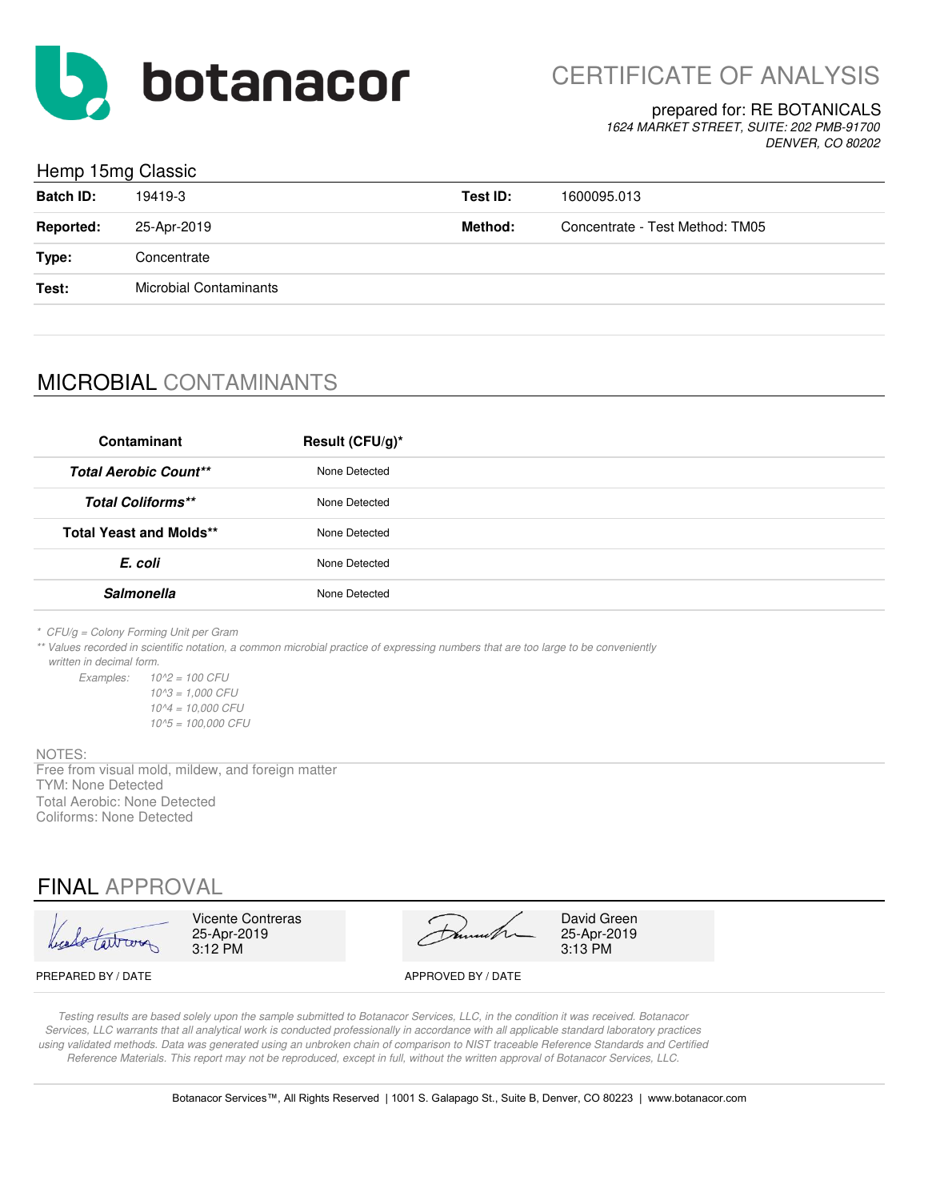botanacor

# CERTIFICATE OF ANALYSIS

prepared for: RE BOTANICALS
*1624 MARKET STREET, SUITE: 202 PMB-91700*
*DENVER, CO 80202*

## Hemp 15mg Classic

| | | | |
|---|---|---|---|
| **Batch ID:** | 19419-3 | **Test ID:** | 1600095.013 |
| **Reported:** | 25-Apr-2019 | **Method:** | Concentrate - Test Method: TM05 |
| **Type:** | Concentrate | | |
| **Test:** | Microbial Contaminants | | |

## MICROBIAL CONTAMINANTS

| Contaminant | Result (CFU/g)* |
|---|---|
| ***Total Aerobic Count**** | None Detected |
| ***Total Coliforms**** | None Detected |
| **Total Yeast and Molds**** | None Detected |
| ***E. coli*** | None Detected |
| ***Salmonella*** | None Detected |

*\* CFU/g = Colony Forming Unit per Gram*

*\*\* Values recorded in scientific notation, a common microbial practice of expressing numbers that are too large to be conveniently written in decimal form.*

*Examples:*
- *10^2 = 100 CFU*
- *10^3 = 1,000 CFU*
- *10^4 = 10,000 CFU*
- *10^5 = 100,000 CFU*

NOTES:

Free from visual mold, mildew, and foreign matter
TYM: None Detected
Total Aerobic: None Detected
Coliforms: None Detected

## FINAL APPROVAL

| | |
|---|---|
| Vicente Contreras<br>25-Apr-2019<br>3:12 PM | David Green<br>25-Apr-2019<br>3:13 PM |
| PREPARED BY / DATE | APPROVED BY / DATE |

*Testing results are based solely upon the sample submitted to Botanacor Services, LLC, in the condition it was received. Botanacor Services, LLC warrants that all analytical work is conducted professionally in accordance with all applicable standard laboratory practices using validated methods. Data was generated using an unbroken chain of comparison to NIST traceable Reference Standards and Certified Reference Materials. This report may not be reproduced, except in full, without the written approval of Botanacor Services, LLC.*

Botanacor Services™, All Rights Reserved | 1001 S. Galapago St., Suite B, Denver, CO 80223 | www.botanacor.com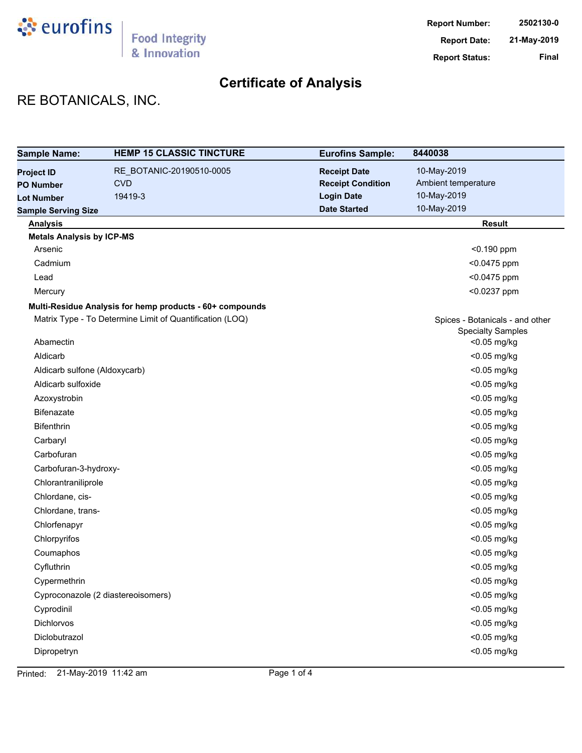**eurofins** | Food Integrity & Innovation

**Report Number:** 2502130-0
**Report Date:** 21-May-2019
**Report Status:** Final

# Certificate of Analysis

## RE BOTANICALS, INC.

| **Sample Name:** | **HEMP 15 CLASSIC TINCTURE** | **Eurofins Sample:** | **8440038** |
|---|---|---|---|
| **Project ID** | RE_BOTANIC-20190510-0005 | **Receipt Date** | 10-May-2019 |
| **PO Number** | CVD | **Receipt Condition** | Ambient temperature |
| **Lot Number** | 19419-3 | **Login Date** | 10-May-2019 |
| **Sample Serving Size** | | **Date Started** | 10-May-2019 |

| Analysis | Result |
|---|---|
| **Metals Analysis by ICP-MS** | |
| Arsenic | <0.190 ppm |
| Cadmium | <0.0475 ppm |
| Lead | <0.0475 ppm |
| Mercury | <0.0237 ppm |
| **Multi-Residue Analysis for hemp products - 60+ compounds** | |
| Matrix Type - To Determine Limit of Quantification (LOQ) | Spices - Botanicals - and other Specialty Samples |
| Abamectin | <0.05 mg/kg |
| Aldicarb | <0.05 mg/kg |
| Aldicarb sulfone (Aldoxycarb) | <0.05 mg/kg |
| Aldicarb sulfoxide | <0.05 mg/kg |
| Azoxystrobin | <0.05 mg/kg |
| Bifenazate | <0.05 mg/kg |
| Bifenthrin | <0.05 mg/kg |
| Carbaryl | <0.05 mg/kg |
| Carbofuran | <0.05 mg/kg |
| Carbofuran-3-hydroxy- | <0.05 mg/kg |
| Chlorantraniliprole | <0.05 mg/kg |
| Chlordane, cis- | <0.05 mg/kg |
| Chlordane, trans- | <0.05 mg/kg |
| Chlorfenapyr | <0.05 mg/kg |
| Chlorpyrifos | <0.05 mg/kg |
| Coumaphos | <0.05 mg/kg |
| Cyfluthrin | <0.05 mg/kg |
| Cypermethrin | <0.05 mg/kg |
| Cyproconazole (2 diastereoisomers) | <0.05 mg/kg |
| Cyprodinil | <0.05 mg/kg |
| Dichlorvos | <0.05 mg/kg |
| Diclobutrazol | <0.05 mg/kg |
| Dipropetryn | <0.05 mg/kg |

Printed: 21-May-2019 11:42 am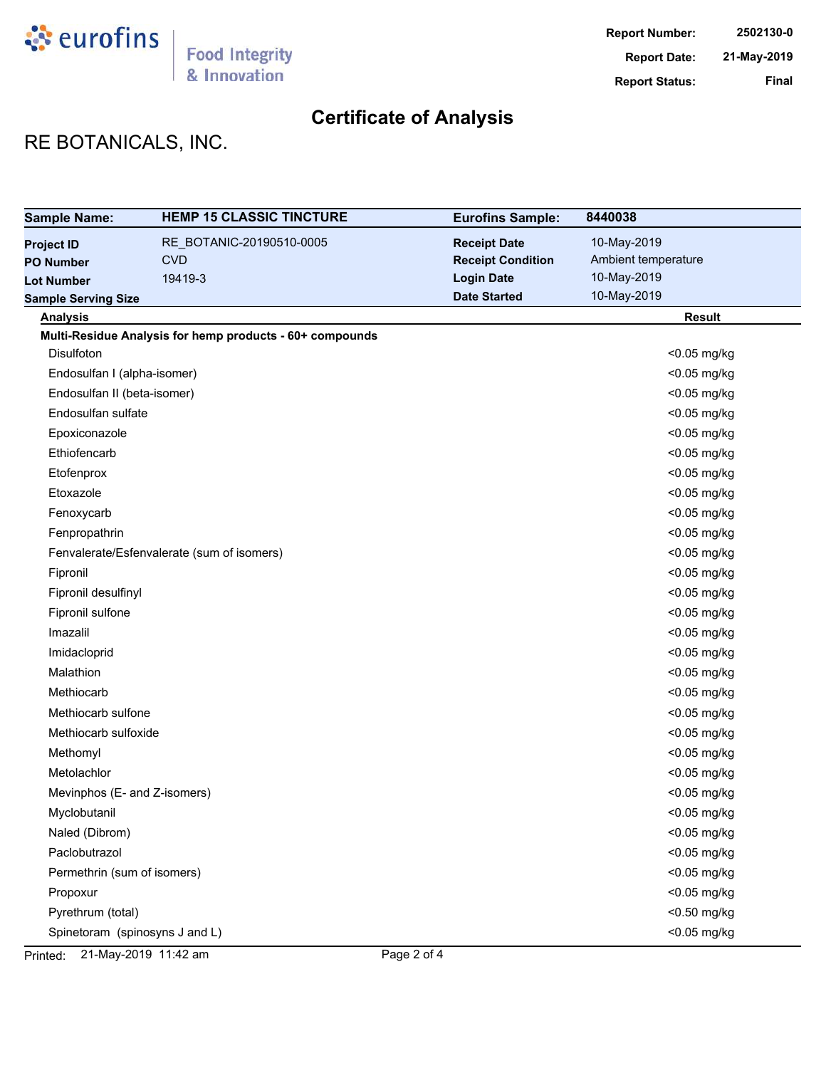**Report Number:** 2502130-0
**Report Date:** 21-May-2019
**Report Status:** Final

# Certificate of Analysis

## RE BOTANICALS, INC.

| **Sample Name:** | **HEMP 15 CLASSIC TINCTURE** | **Eurofins Sample:** | **8440038** |
|---|---|---|---|
| **Project ID** | RE_BOTANIC-20190510-0005 | **Receipt Date** | 10-May-2019 |
| **PO Number** | CVD | **Receipt Condition** | Ambient temperature |
| **Lot Number** | 19419-3 | **Login Date** | 10-May-2019 |
| **Sample Serving Size** | | **Date Started** | 10-May-2019 |

| Analysis | Result |
|---|---|
| **Multi-Residue Analysis for hemp products - 60+ compounds** | |
| Disulfoton | <0.05 mg/kg |
| Endosulfan I (alpha-isomer) | <0.05 mg/kg |
| Endosulfan II (beta-isomer) | <0.05 mg/kg |
| Endosulfan sulfate | <0.05 mg/kg |
| Epoxiconazole | <0.05 mg/kg |
| Ethiofencarb | <0.05 mg/kg |
| Etofenprox | <0.05 mg/kg |
| Etoxazole | <0.05 mg/kg |
| Fenoxycarb | <0.05 mg/kg |
| Fenpropathrin | <0.05 mg/kg |
| Fenvalerate/Esfenvalerate (sum of isomers) | <0.05 mg/kg |
| Fipronil | <0.05 mg/kg |
| Fipronil desulfinyl | <0.05 mg/kg |
| Fipronil sulfone | <0.05 mg/kg |
| Imazalil | <0.05 mg/kg |
| Imidacloprid | <0.05 mg/kg |
| Malathion | <0.05 mg/kg |
| Methiocarb | <0.05 mg/kg |
| Methiocarb sulfone | <0.05 mg/kg |
| Methiocarb sulfoxide | <0.05 mg/kg |
| Methomyl | <0.05 mg/kg |
| Metolachlor | <0.05 mg/kg |
| Mevinphos (E- and Z-isomers) | <0.05 mg/kg |
| Myclobutanil | <0.05 mg/kg |
| Naled (Dibrom) | <0.05 mg/kg |
| Paclobutrazol | <0.05 mg/kg |
| Permethrin (sum of isomers) | <0.05 mg/kg |
| Propoxur | <0.05 mg/kg |
| Pyrethrum (total) | <0.50 mg/kg |
| Spinetoram (spinosyns J and L) | <0.05 mg/kg |

Printed: 21-May-2019 11:42 am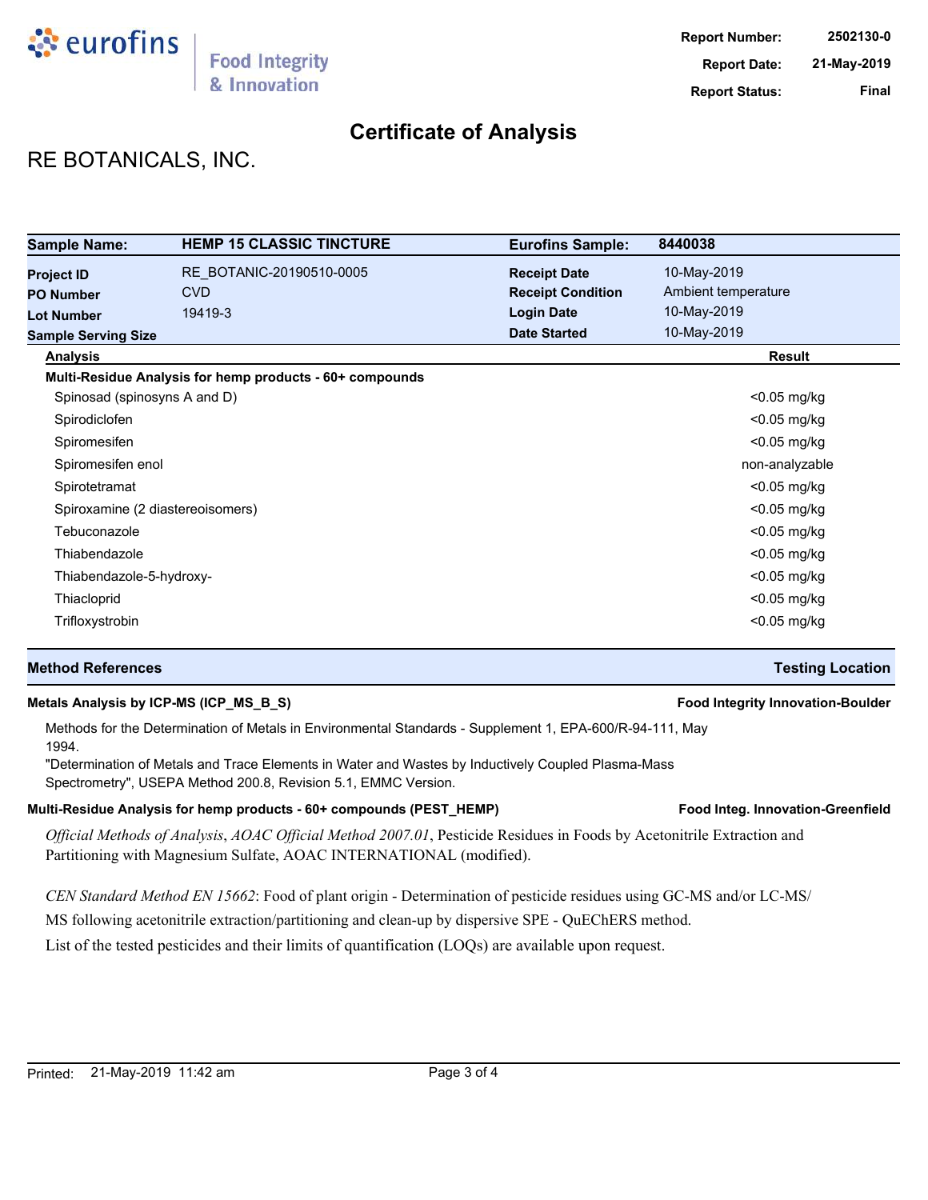**Report Number:** 2502130-0
**Report Date:** 21-May-2019
**Report Status:** Final

# Certificate of Analysis

## RE BOTANICALS, INC.

| **Sample Name:** | **HEMP 15 CLASSIC TINCTURE** | **Eurofins Sample:** | **8440038** |
|---|---|---|---|
| **Project ID** | RE_BOTANIC-20190510-0005 | **Receipt Date** | 10-May-2019 |
| **PO Number** | CVD | **Receipt Condition** | Ambient temperature |
| **Lot Number** | 19419-3 | **Login Date** | 10-May-2019 |
| **Sample Serving Size** | | **Date Started** | 10-May-2019 |

| Analysis | Result |
|---|---|
| **Multi-Residue Analysis for hemp products - 60+ compounds** | |
| Spinosad (spinosyns A and D) | <0.05 mg/kg |
| Spirodiclofen | <0.05 mg/kg |
| Spiromesifen | <0.05 mg/kg |
| Spiromesifen enol | non-analyzable |
| Spirotetramat | <0.05 mg/kg |
| Spiroxamine (2 diastereoisomers) | <0.05 mg/kg |
| Tebuconazole | <0.05 mg/kg |
| Thiabendazole | <0.05 mg/kg |
| Thiabendazole-5-hydroxy- | <0.05 mg/kg |
| Thiacloprid | <0.05 mg/kg |
| Trifloxystrobin | <0.05 mg/kg |

| **Method References** | **Testing Location** |
|---|---|

**Metals Analysis by ICP-MS (ICP_MS_B_S)** — **Food Integrity Innovation-Boulder**

Methods for the Determination of Metals in Environmental Standards - Supplement 1, EPA-600/R-94-111, May 1994.
"Determination of Metals and Trace Elements in Water and Wastes by Inductively Coupled Plasma-Mass Spectrometry", USEPA Method 200.8, Revision 5.1, EMMC Version.

**Multi-Residue Analysis for hemp products - 60+ compounds (PEST_HEMP)** — **Food Integ. Innovation-Greenfield**

*Official Methods of Analysis*, *AOAC Official Method 2007.01*, Pesticide Residues in Foods by Acetonitrile Extraction and Partitioning with Magnesium Sulfate, AOAC INTERNATIONAL (modified).

*CEN Standard Method EN 15662*: Food of plant origin - Determination of pesticide residues using GC-MS and/or LC-MS/MS following acetonitrile extraction/partitioning and clean-up by dispersive SPE - QuEChERS method.
List of the tested pesticides and their limits of quantification (LOQs) are available upon request.

Printed: 21-May-2019 11:42 am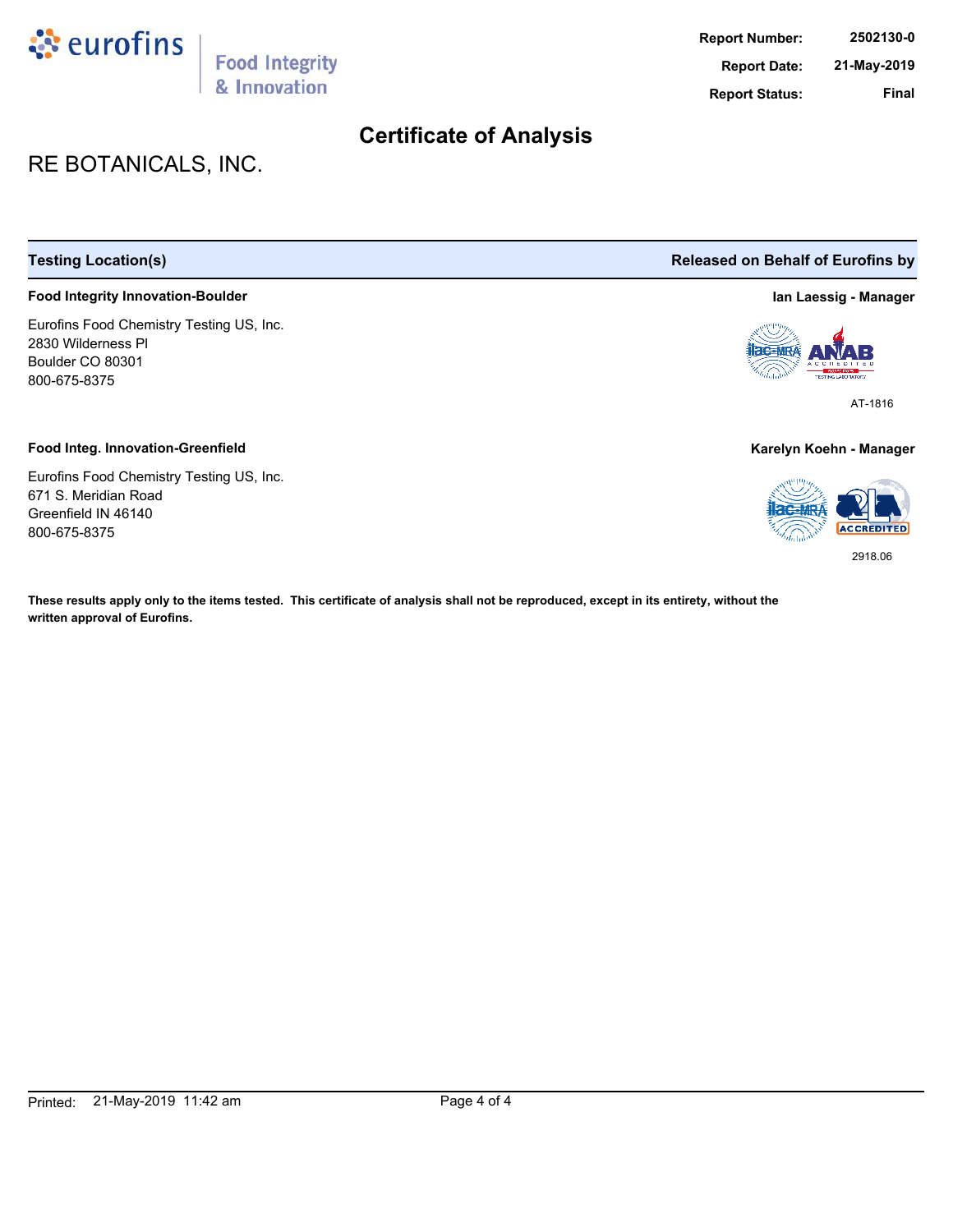# Certificate of Analysis

**Report Number:** 2502130-0
**Report Date:** 21-May-2019
**Report Status:** Final

## RE BOTANICALS, INC.

| Testing Location(s) | Released on Behalf of Eurofins by |
|---|---|
| **Food Integrity Innovation-Boulder**<br>Eurofins Food Chemistry Testing US, Inc.<br>2830 Wilderness Pl<br>Boulder CO 80301<br>800-675-8375 | **Ian Laessig - Manager**<br>AT-1816 |
| **Food Integ. Innovation-Greenfield**<br>Eurofins Food Chemistry Testing US, Inc.<br>671 S. Meridian Road<br>Greenfield IN 46140<br>800-675-8375 | **Karelyn Koehn - Manager**<br>2918.06 |

**These results apply only to the items tested. This certificate of analysis shall not be reproduced, except in its entirety, without the written approval of Eurofins.**

Printed: 21-May-2019 11:42 am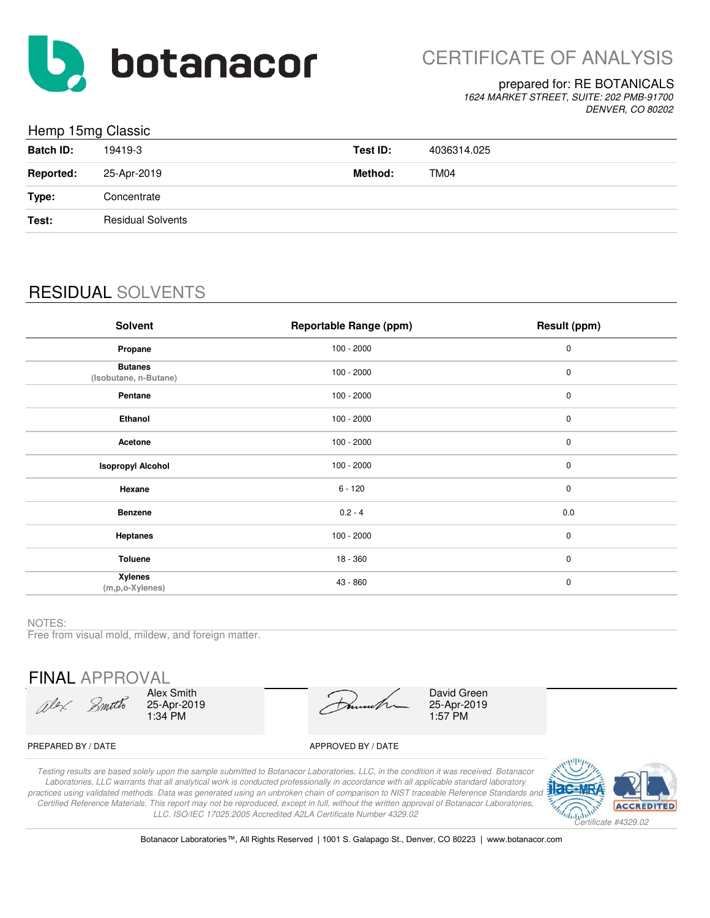botanacor

# CERTIFICATE OF ANALYSIS

prepared for: RE BOTANICALS
*1624 MARKET STREET, SUITE: 202 PMB-91700*
*DENVER, CO 80202*

## Hemp 15mg Classic

| | | | |
|---|---|---|---|
| **Batch ID:** | 19419-3 | **Test ID:** | 4036314.025 |
| **Reported:** | 25-Apr-2019 | **Method:** | TM04 |
| **Type:** | Concentrate | | |
| **Test:** | Residual Solvents | | |

## RESIDUAL SOLVENTS

| Solvent | Reportable Range (ppm) | Result (ppm) |
|---|---|---|
| **Propane** | 100 - 2000 | 0 |
| **Butanes** (Isobutane, n-Butane) | 100 - 2000 | 0 |
| **Pentane** | 100 - 2000 | 0 |
| **Ethanol** | 100 - 2000 | 0 |
| **Acetone** | 100 - 2000 | 0 |
| **Isopropyl Alcohol** | 100 - 2000 | 0 |
| **Hexane** | 6 - 120 | 0 |
| **Benzene** | 0.2 - 4 | 0.0 |
| **Heptanes** | 100 - 2000 | 0 |
| **Toluene** | 18 - 360 | 0 |
| **Xylenes** (m,p,o-Xylenes) | 43 - 860 | 0 |

NOTES:
Free from visual mold, mildew, and foreign matter.

## FINAL APPROVAL

Alex Smith
25-Apr-2019
1:34 PM

PREPARED BY / DATE

David Green
25-Apr-2019
1:57 PM

APPROVED BY / DATE

*Testing results are based solely upon the sample submitted to Botanacor Laboratories, LLC, in the condition it was received. Botanacor Laboratories, LLC warrants that all analytical work is conducted professionally in accordance with all applicable standard laboratory practices using validated methods. Data was generated using an unbroken chain of comparison to NIST traceable Reference Standards and Certified Reference Materials. This report may not be reproduced, except in full, without the written approval of Botanacor Laboratories, LLC. ISO/IEC 17025:2005 Accredited A2LA Certificate Number 4329.02*

*Certificate #4329.02*

Botanacor Laboratories™, All Rights Reserved | 1001 S. Galapago St., Denver, CO 80223 | www.botanacor.com